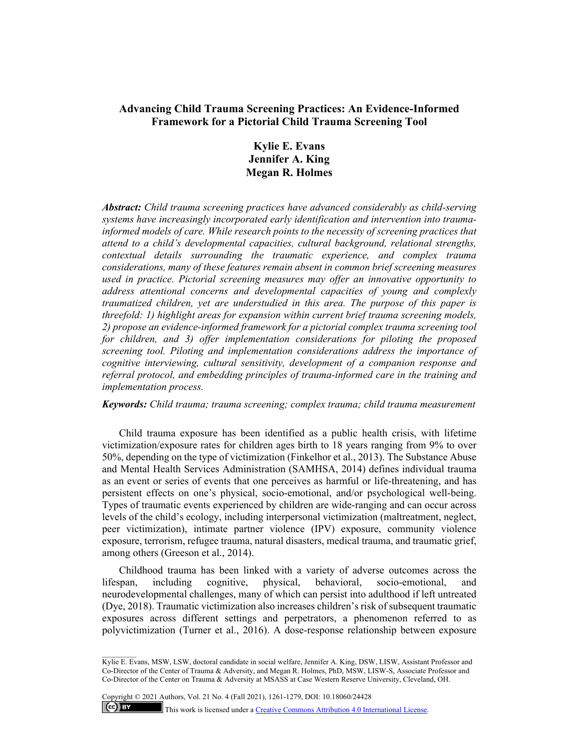# Advancing Child Trauma Screening Practices: An Evidence-Informed Framework for a Pictorial Child Trauma Screening Tool

**Kylie E. Evans**
**Jennifer A. King**
**Megan R. Holmes**

***Abstract:*** *Child trauma screening practices have advanced considerably as child-serving systems have increasingly incorporated early identification and intervention into trauma-informed models of care. While research points to the necessity of screening practices that attend to a child's developmental capacities, cultural background, relational strengths, contextual details surrounding the traumatic experience, and complex trauma considerations, many of these features remain absent in common brief screening measures used in practice. Pictorial screening measures may offer an innovative opportunity to address attentional concerns and developmental capacities of young and complexly traumatized children, yet are understudied in this area. The purpose of this paper is threefold: 1) highlight areas for expansion within current brief trauma screening models, 2) propose an evidence-informed framework for a pictorial complex trauma screening tool for children, and 3) offer implementation considerations for piloting the proposed screening tool. Piloting and implementation considerations address the importance of cognitive interviewing, cultural sensitivity, development of a companion response and referral protocol, and embedding principles of trauma-informed care in the training and implementation process.*

***Keywords:*** *Child trauma; trauma screening; complex trauma; child trauma measurement*

Child trauma exposure has been identified as a public health crisis, with lifetime victimization/exposure rates for children ages birth to 18 years ranging from 9% to over 50%, depending on the type of victimization (Finkelhor et al., 2013). The Substance Abuse and Mental Health Services Administration (SAMHSA, 2014) defines individual trauma as an event or series of events that one perceives as harmful or life-threatening, and has persistent effects on one's physical, socio-emotional, and/or psychological well-being. Types of traumatic events experienced by children are wide-ranging and can occur across levels of the child's ecology, including interpersonal victimization (maltreatment, neglect, peer victimization), intimate partner violence (IPV) exposure, community violence exposure, terrorism, refugee trauma, natural disasters, medical trauma, and traumatic grief, among others (Greeson et al., 2014).

Childhood trauma has been linked with a variety of adverse outcomes across the lifespan, including cognitive, physical, behavioral, socio-emotional, and neurodevelopmental challenges, many of which can persist into adulthood if left untreated (Dye, 2018). Traumatic victimization also increases children's risk of subsequent traumatic exposures across different settings and perpetrators, a phenomenon referred to as polyvictimization (Turner et al., 2016). A dose-response relationship between exposure

---

Kylie E. Evans, MSW, LSW, doctoral candidate in social welfare, Jennifer A. King, DSW, LISW, Assistant Professor and Co-Director of the Center of Trauma & Adversity, and Megan R. Holmes, PhD, MSW, LISW-S, Associate Professor and Co-Director of the Center on Trauma & Adversity at MSASS at Case Western Reserve University, Cleveland, OH.

Copyright © 2021 Authors, Vol. 21 No. 4 (Fall 2021), 1261-1279, DOI: 10.18060/24428

This work is licensed under a Creative Commons Attribution 4.0 International License.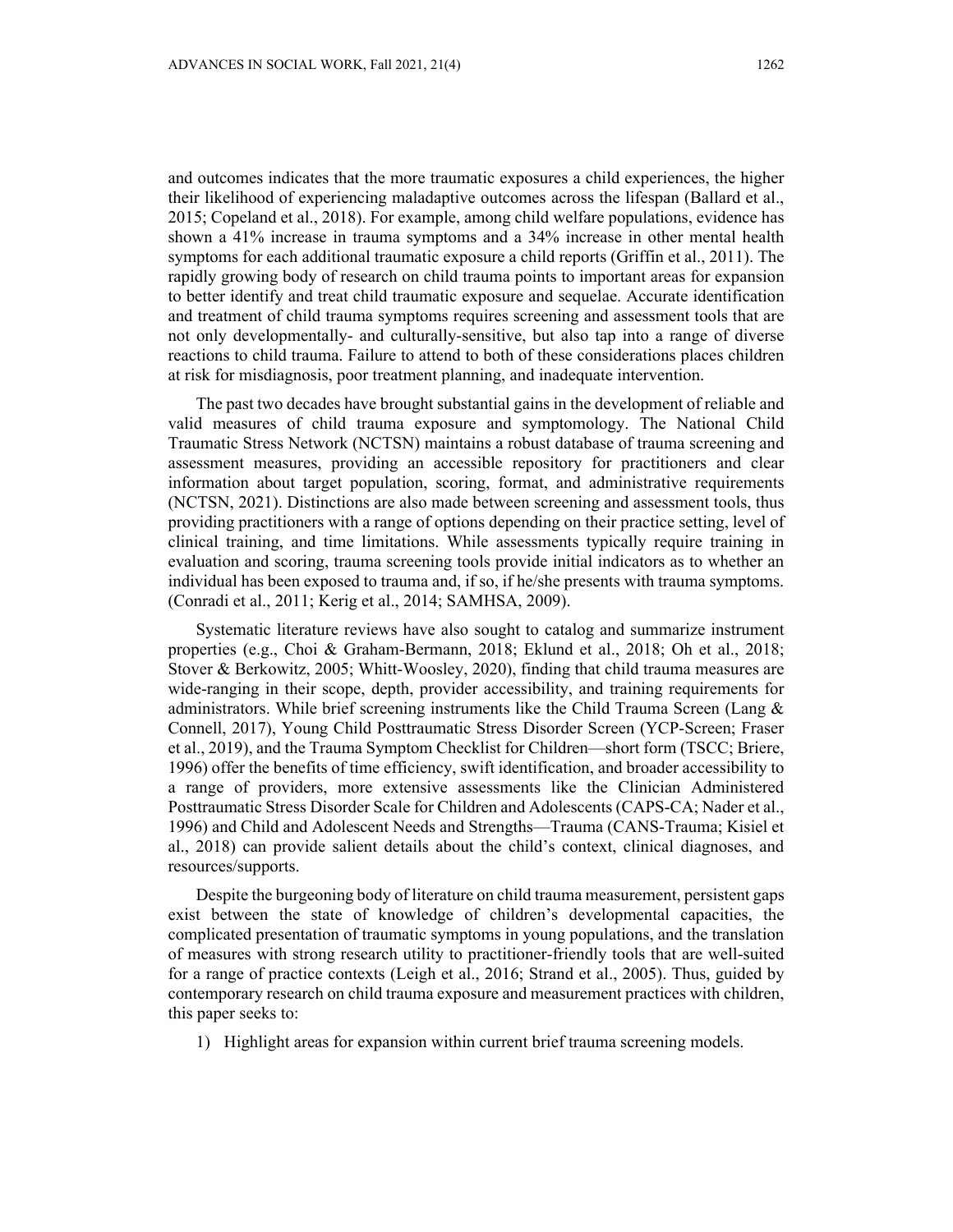and outcomes indicates that the more traumatic exposures a child experiences, the higher their likelihood of experiencing maladaptive outcomes across the lifespan (Ballard et al., 2015; Copeland et al., 2018). For example, among child welfare populations, evidence has shown a 41% increase in trauma symptoms and a 34% increase in other mental health symptoms for each additional traumatic exposure a child reports (Griffin et al., 2011). The rapidly growing body of research on child trauma points to important areas for expansion to better identify and treat child traumatic exposure and sequelae. Accurate identification and treatment of child trauma symptoms requires screening and assessment tools that are not only developmentally- and culturally-sensitive, but also tap into a range of diverse reactions to child trauma. Failure to attend to both of these considerations places children at risk for misdiagnosis, poor treatment planning, and inadequate intervention.

The past two decades have brought substantial gains in the development of reliable and valid measures of child trauma exposure and symptomology. The National Child Traumatic Stress Network (NCTSN) maintains a robust database of trauma screening and assessment measures, providing an accessible repository for practitioners and clear information about target population, scoring, format, and administrative requirements (NCTSN, 2021). Distinctions are also made between screening and assessment tools, thus providing practitioners with a range of options depending on their practice setting, level of clinical training, and time limitations. While assessments typically require training in evaluation and scoring, trauma screening tools provide initial indicators as to whether an individual has been exposed to trauma and, if so, if he/she presents with trauma symptoms. (Conradi et al., 2011; Kerig et al., 2014; SAMHSA, 2009).

Systematic literature reviews have also sought to catalog and summarize instrument properties (e.g., Choi & Graham-Bermann, 2018; Eklund et al., 2018; Oh et al., 2018; Stover & Berkowitz, 2005; Whitt-Woosley, 2020), finding that child trauma measures are wide-ranging in their scope, depth, provider accessibility, and training requirements for administrators. While brief screening instruments like the Child Trauma Screen (Lang & Connell, 2017), Young Child Posttraumatic Stress Disorder Screen (YCP-Screen; Fraser et al., 2019), and the Trauma Symptom Checklist for Children—short form (TSCC; Briere, 1996) offer the benefits of time efficiency, swift identification, and broader accessibility to a range of providers, more extensive assessments like the Clinician Administered Posttraumatic Stress Disorder Scale for Children and Adolescents (CAPS-CA; Nader et al., 1996) and Child and Adolescent Needs and Strengths—Trauma (CANS-Trauma; Kisiel et al., 2018) can provide salient details about the child's context, clinical diagnoses, and resources/supports.

Despite the burgeoning body of literature on child trauma measurement, persistent gaps exist between the state of knowledge of children's developmental capacities, the complicated presentation of traumatic symptoms in young populations, and the translation of measures with strong research utility to practitioner-friendly tools that are well-suited for a range of practice contexts (Leigh et al., 2016; Strand et al., 2005). Thus, guided by contemporary research on child trauma exposure and measurement practices with children, this paper seeks to:

1) Highlight areas for expansion within current brief trauma screening models.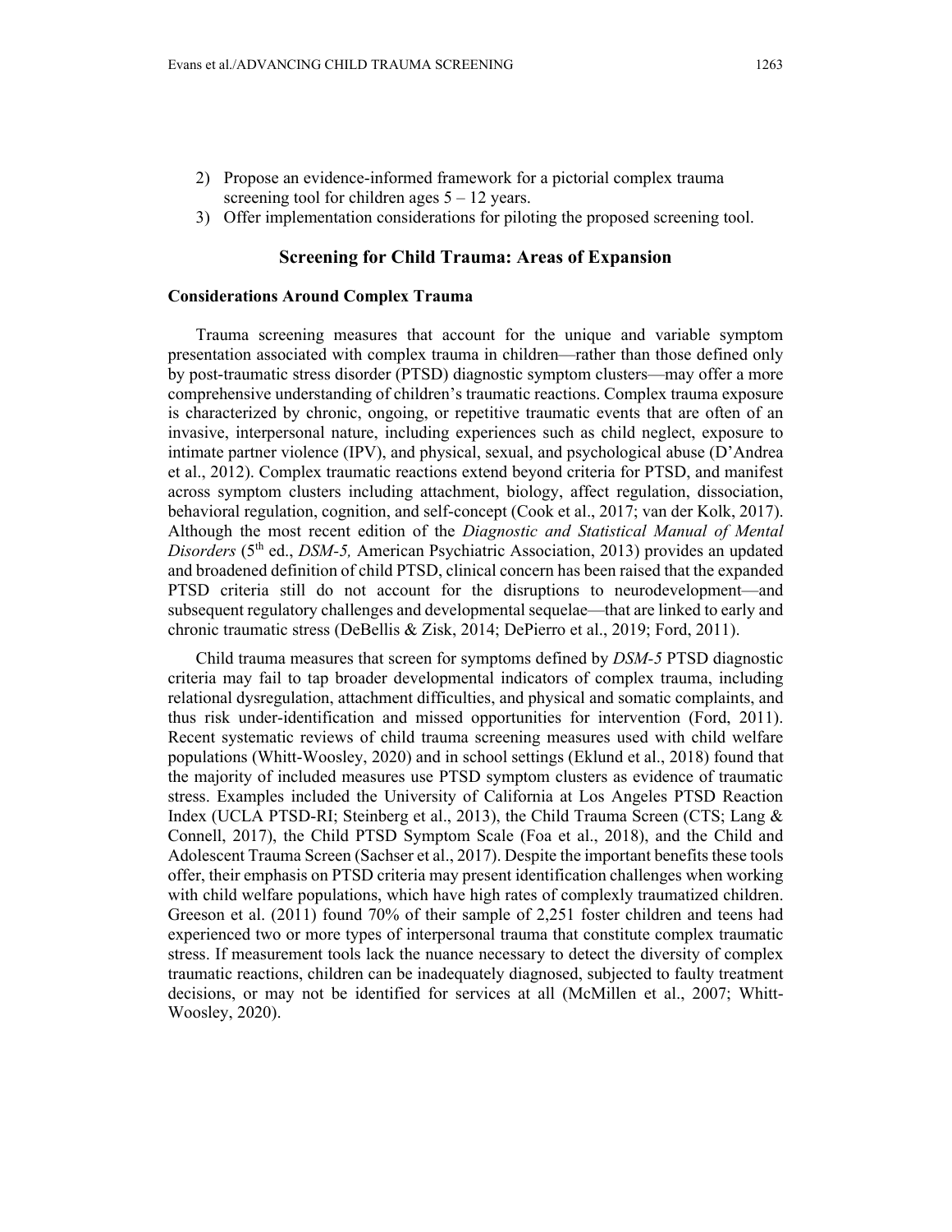2) Propose an evidence-informed framework for a pictorial complex trauma screening tool for children ages 5 – 12 years.
3) Offer implementation considerations for piloting the proposed screening tool.

## Screening for Child Trauma: Areas of Expansion

### Considerations Around Complex Trauma

Trauma screening measures that account for the unique and variable symptom presentation associated with complex trauma in children—rather than those defined only by post-traumatic stress disorder (PTSD) diagnostic symptom clusters—may offer a more comprehensive understanding of children's traumatic reactions. Complex trauma exposure is characterized by chronic, ongoing, or repetitive traumatic events that are often of an invasive, interpersonal nature, including experiences such as child neglect, exposure to intimate partner violence (IPV), and physical, sexual, and psychological abuse (D'Andrea et al., 2012). Complex traumatic reactions extend beyond criteria for PTSD, and manifest across symptom clusters including attachment, biology, affect regulation, dissociation, behavioral regulation, cognition, and self-concept (Cook et al., 2017; van der Kolk, 2017). Although the most recent edition of the *Diagnostic and Statistical Manual of Mental Disorders* (5th ed., *DSM-5,* American Psychiatric Association, 2013) provides an updated and broadened definition of child PTSD, clinical concern has been raised that the expanded PTSD criteria still do not account for the disruptions to neurodevelopment—and subsequent regulatory challenges and developmental sequelae—that are linked to early and chronic traumatic stress (DeBellis & Zisk, 2014; DePierro et al., 2019; Ford, 2011).

Child trauma measures that screen for symptoms defined by *DSM-5* PTSD diagnostic criteria may fail to tap broader developmental indicators of complex trauma, including relational dysregulation, attachment difficulties, and physical and somatic complaints, and thus risk under-identification and missed opportunities for intervention (Ford, 2011). Recent systematic reviews of child trauma screening measures used with child welfare populations (Whitt-Woosley, 2020) and in school settings (Eklund et al., 2018) found that the majority of included measures use PTSD symptom clusters as evidence of traumatic stress. Examples included the University of California at Los Angeles PTSD Reaction Index (UCLA PTSD-RI; Steinberg et al., 2013), the Child Trauma Screen (CTS; Lang & Connell, 2017), the Child PTSD Symptom Scale (Foa et al., 2018), and the Child and Adolescent Trauma Screen (Sachser et al., 2017). Despite the important benefits these tools offer, their emphasis on PTSD criteria may present identification challenges when working with child welfare populations, which have high rates of complexly traumatized children. Greeson et al. (2011) found 70% of their sample of 2,251 foster children and teens had experienced two or more types of interpersonal trauma that constitute complex traumatic stress. If measurement tools lack the nuance necessary to detect the diversity of complex traumatic reactions, children can be inadequately diagnosed, subjected to faulty treatment decisions, or may not be identified for services at all (McMillen et al., 2007; Whitt-Woosley, 2020).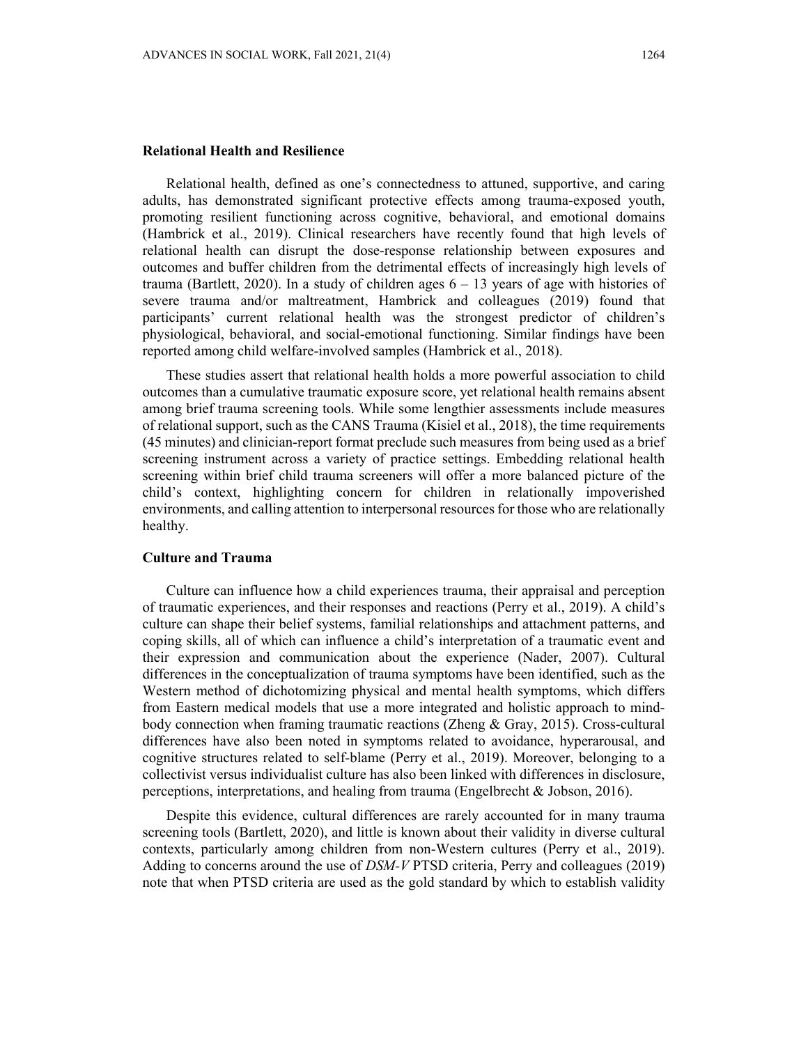### Relational Health and Resilience

Relational health, defined as one's connectedness to attuned, supportive, and caring adults, has demonstrated significant protective effects among trauma-exposed youth, promoting resilient functioning across cognitive, behavioral, and emotional domains (Hambrick et al., 2019). Clinical researchers have recently found that high levels of relational health can disrupt the dose-response relationship between exposures and outcomes and buffer children from the detrimental effects of increasingly high levels of trauma (Bartlett, 2020). In a study of children ages 6 – 13 years of age with histories of severe trauma and/or maltreatment, Hambrick and colleagues (2019) found that participants' current relational health was the strongest predictor of children's physiological, behavioral, and social-emotional functioning. Similar findings have been reported among child welfare-involved samples (Hambrick et al., 2018).

These studies assert that relational health holds a more powerful association to child outcomes than a cumulative traumatic exposure score, yet relational health remains absent among brief trauma screening tools. While some lengthier assessments include measures of relational support, such as the CANS Trauma (Kisiel et al., 2018), the time requirements (45 minutes) and clinician-report format preclude such measures from being used as a brief screening instrument across a variety of practice settings. Embedding relational health screening within brief child trauma screeners will offer a more balanced picture of the child's context, highlighting concern for children in relationally impoverished environments, and calling attention to interpersonal resources for those who are relationally healthy.

### Culture and Trauma

Culture can influence how a child experiences trauma, their appraisal and perception of traumatic experiences, and their responses and reactions (Perry et al., 2019). A child's culture can shape their belief systems, familial relationships and attachment patterns, and coping skills, all of which can influence a child's interpretation of a traumatic event and their expression and communication about the experience (Nader, 2007). Cultural differences in the conceptualization of trauma symptoms have been identified, such as the Western method of dichotomizing physical and mental health symptoms, which differs from Eastern medical models that use a more integrated and holistic approach to mind-body connection when framing traumatic reactions (Zheng & Gray, 2015). Cross-cultural differences have also been noted in symptoms related to avoidance, hyperarousal, and cognitive structures related to self-blame (Perry et al., 2019). Moreover, belonging to a collectivist versus individualist culture has also been linked with differences in disclosure, perceptions, interpretations, and healing from trauma (Engelbrecht & Jobson, 2016).

Despite this evidence, cultural differences are rarely accounted for in many trauma screening tools (Bartlett, 2020), and little is known about their validity in diverse cultural contexts, particularly among children from non-Western cultures (Perry et al., 2019). Adding to concerns around the use of *DSM-V* PTSD criteria, Perry and colleagues (2019) note that when PTSD criteria are used as the gold standard by which to establish validity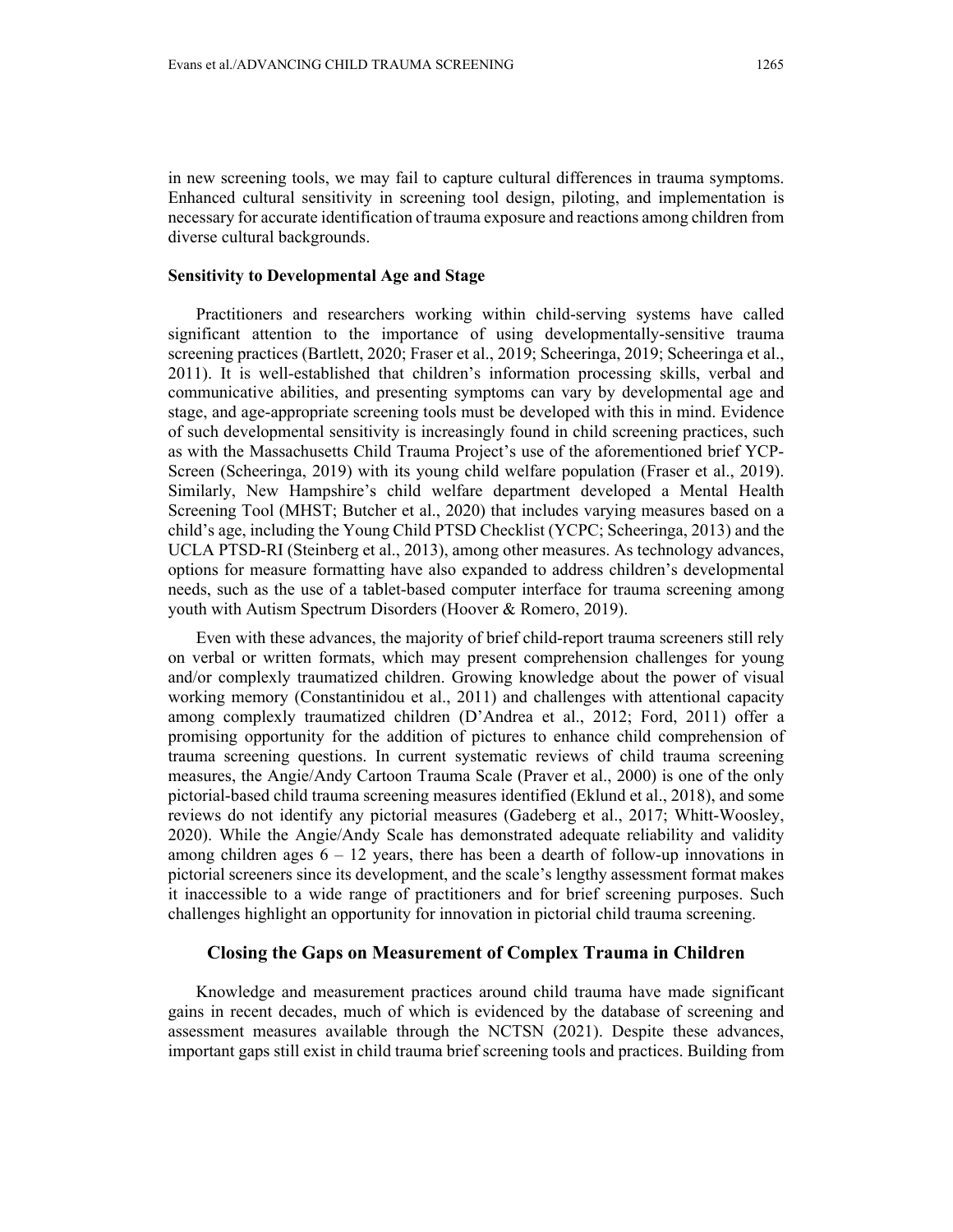in new screening tools, we may fail to capture cultural differences in trauma symptoms. Enhanced cultural sensitivity in screening tool design, piloting, and implementation is necessary for accurate identification of trauma exposure and reactions among children from diverse cultural backgrounds.

### Sensitivity to Developmental Age and Stage

Practitioners and researchers working within child-serving systems have called significant attention to the importance of using developmentally-sensitive trauma screening practices (Bartlett, 2020; Fraser et al., 2019; Scheeringa, 2019; Scheeringa et al., 2011). It is well-established that children's information processing skills, verbal and communicative abilities, and presenting symptoms can vary by developmental age and stage, and age-appropriate screening tools must be developed with this in mind. Evidence of such developmental sensitivity is increasingly found in child screening practices, such as with the Massachusetts Child Trauma Project's use of the aforementioned brief YCP-Screen (Scheeringa, 2019) with its young child welfare population (Fraser et al., 2019). Similarly, New Hampshire's child welfare department developed a Mental Health Screening Tool (MHST; Butcher et al., 2020) that includes varying measures based on a child's age, including the Young Child PTSD Checklist (YCPC; Scheeringa, 2013) and the UCLA PTSD-RI (Steinberg et al., 2013), among other measures. As technology advances, options for measure formatting have also expanded to address children's developmental needs, such as the use of a tablet-based computer interface for trauma screening among youth with Autism Spectrum Disorders (Hoover & Romero, 2019).

Even with these advances, the majority of brief child-report trauma screeners still rely on verbal or written formats, which may present comprehension challenges for young and/or complexly traumatized children. Growing knowledge about the power of visual working memory (Constantinidou et al., 2011) and challenges with attentional capacity among complexly traumatized children (D'Andrea et al., 2012; Ford, 2011) offer a promising opportunity for the addition of pictures to enhance child comprehension of trauma screening questions. In current systematic reviews of child trauma screening measures, the Angie/Andy Cartoon Trauma Scale (Praver et al., 2000) is one of the only pictorial-based child trauma screening measures identified (Eklund et al., 2018), and some reviews do not identify any pictorial measures (Gadeberg et al., 2017; Whitt-Woosley, 2020). While the Angie/Andy Scale has demonstrated adequate reliability and validity among children ages 6 – 12 years, there has been a dearth of follow-up innovations in pictorial screeners since its development, and the scale's lengthy assessment format makes it inaccessible to a wide range of practitioners and for brief screening purposes. Such challenges highlight an opportunity for innovation in pictorial child trauma screening.

## Closing the Gaps on Measurement of Complex Trauma in Children

Knowledge and measurement practices around child trauma have made significant gains in recent decades, much of which is evidenced by the database of screening and assessment measures available through the NCTSN (2021). Despite these advances, important gaps still exist in child trauma brief screening tools and practices. Building from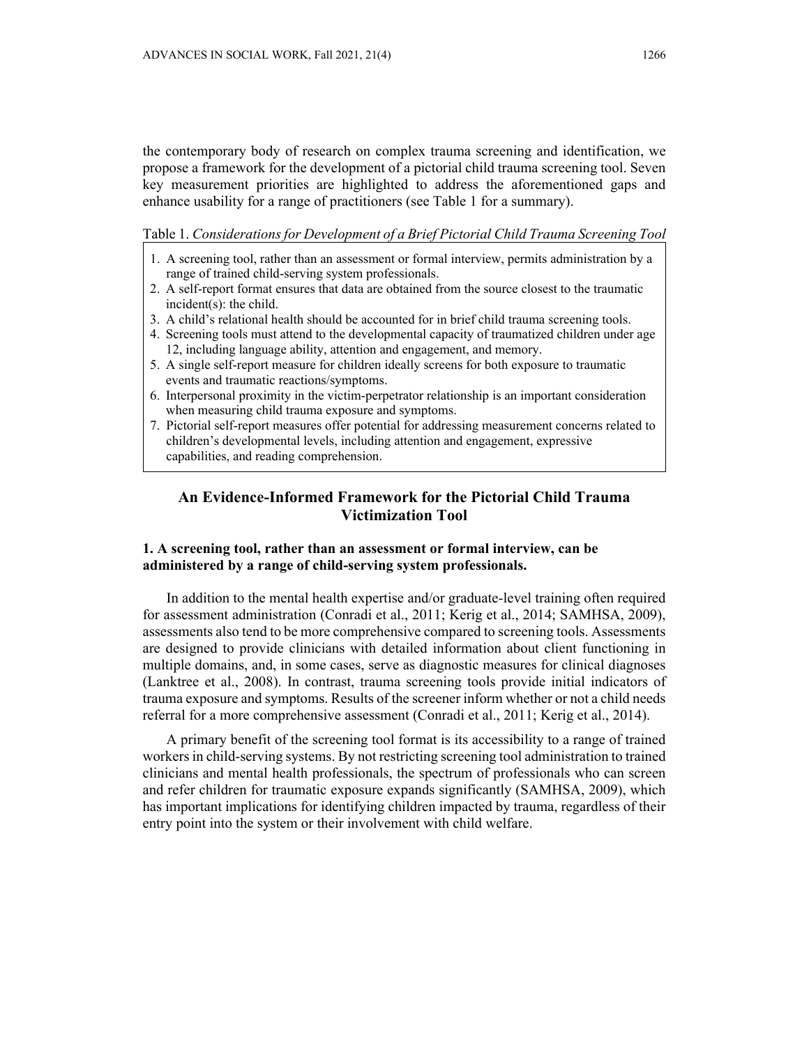the contemporary body of research on complex trauma screening and identification, we propose a framework for the development of a pictorial child trauma screening tool. Seven key measurement priorities are highlighted to address the aforementioned gaps and enhance usability for a range of practitioners (see Table 1 for a summary).

Table 1. *Considerations for Development of a Brief Pictorial Child Trauma Screening Tool*

1. A screening tool, rather than an assessment or formal interview, permits administration by a range of trained child-serving system professionals.
2. A self-report format ensures that data are obtained from the source closest to the traumatic incident(s): the child.
3. A child's relational health should be accounted for in brief child trauma screening tools.
4. Screening tools must attend to the developmental capacity of traumatized children under age 12, including language ability, attention and engagement, and memory.
5. A single self-report measure for children ideally screens for both exposure to traumatic events and traumatic reactions/symptoms.
6. Interpersonal proximity in the victim-perpetrator relationship is an important consideration when measuring child trauma exposure and symptoms.
7. Pictorial self-report measures offer potential for addressing measurement concerns related to children's developmental levels, including attention and engagement, expressive capabilities, and reading comprehension.

## An Evidence-Informed Framework for the Pictorial Child Trauma Victimization Tool

### 1. A screening tool, rather than an assessment or formal interview, can be administered by a range of child-serving system professionals.

In addition to the mental health expertise and/or graduate-level training often required for assessment administration (Conradi et al., 2011; Kerig et al., 2014; SAMHSA, 2009), assessments also tend to be more comprehensive compared to screening tools. Assessments are designed to provide clinicians with detailed information about client functioning in multiple domains, and, in some cases, serve as diagnostic measures for clinical diagnoses (Lanktree et al., 2008). In contrast, trauma screening tools provide initial indicators of trauma exposure and symptoms. Results of the screener inform whether or not a child needs referral for a more comprehensive assessment (Conradi et al., 2011; Kerig et al., 2014).

A primary benefit of the screening tool format is its accessibility to a range of trained workers in child-serving systems. By not restricting screening tool administration to trained clinicians and mental health professionals, the spectrum of professionals who can screen and refer children for traumatic exposure expands significantly (SAMHSA, 2009), which has important implications for identifying children impacted by trauma, regardless of their entry point into the system or their involvement with child welfare.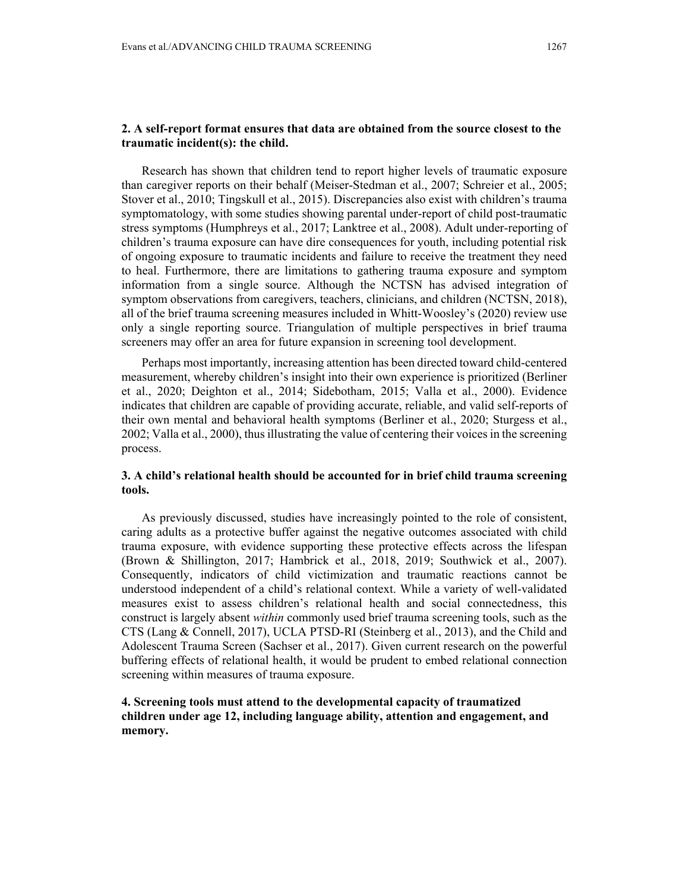**2. A self-report format ensures that data are obtained from the source closest to the traumatic incident(s): the child.**

Research has shown that children tend to report higher levels of traumatic exposure than caregiver reports on their behalf (Meiser-Stedman et al., 2007; Schreier et al., 2005; Stover et al., 2010; Tingskull et al., 2015). Discrepancies also exist with children's trauma symptomatology, with some studies showing parental under-report of child post-traumatic stress symptoms (Humphreys et al., 2017; Lanktree et al., 2008). Adult under-reporting of children's trauma exposure can have dire consequences for youth, including potential risk of ongoing exposure to traumatic incidents and failure to receive the treatment they need to heal. Furthermore, there are limitations to gathering trauma exposure and symptom information from a single source. Although the NCTSN has advised integration of symptom observations from caregivers, teachers, clinicians, and children (NCTSN, 2018), all of the brief trauma screening measures included in Whitt-Woosley's (2020) review use only a single reporting source. Triangulation of multiple perspectives in brief trauma screeners may offer an area for future expansion in screening tool development.

Perhaps most importantly, increasing attention has been directed toward child-centered measurement, whereby children's insight into their own experience is prioritized (Berliner et al., 2020; Deighton et al., 2014; Sidebotham, 2015; Valla et al., 2000). Evidence indicates that children are capable of providing accurate, reliable, and valid self-reports of their own mental and behavioral health symptoms (Berliner et al., 2020; Sturgess et al., 2002; Valla et al., 2000), thus illustrating the value of centering their voices in the screening process.

**3. A child's relational health should be accounted for in brief child trauma screening tools.**

As previously discussed, studies have increasingly pointed to the role of consistent, caring adults as a protective buffer against the negative outcomes associated with child trauma exposure, with evidence supporting these protective effects across the lifespan (Brown & Shillington, 2017; Hambrick et al., 2018, 2019; Southwick et al., 2007). Consequently, indicators of child victimization and traumatic reactions cannot be understood independent of a child's relational context. While a variety of well-validated measures exist to assess children's relational health and social connectedness, this construct is largely absent *within* commonly used brief trauma screening tools, such as the CTS (Lang & Connell, 2017), UCLA PTSD-RI (Steinberg et al., 2013), and the Child and Adolescent Trauma Screen (Sachser et al., 2017). Given current research on the powerful buffering effects of relational health, it would be prudent to embed relational connection screening within measures of trauma exposure.

**4. Screening tools must attend to the developmental capacity of traumatized children under age 12, including language ability, attention and engagement, and memory.**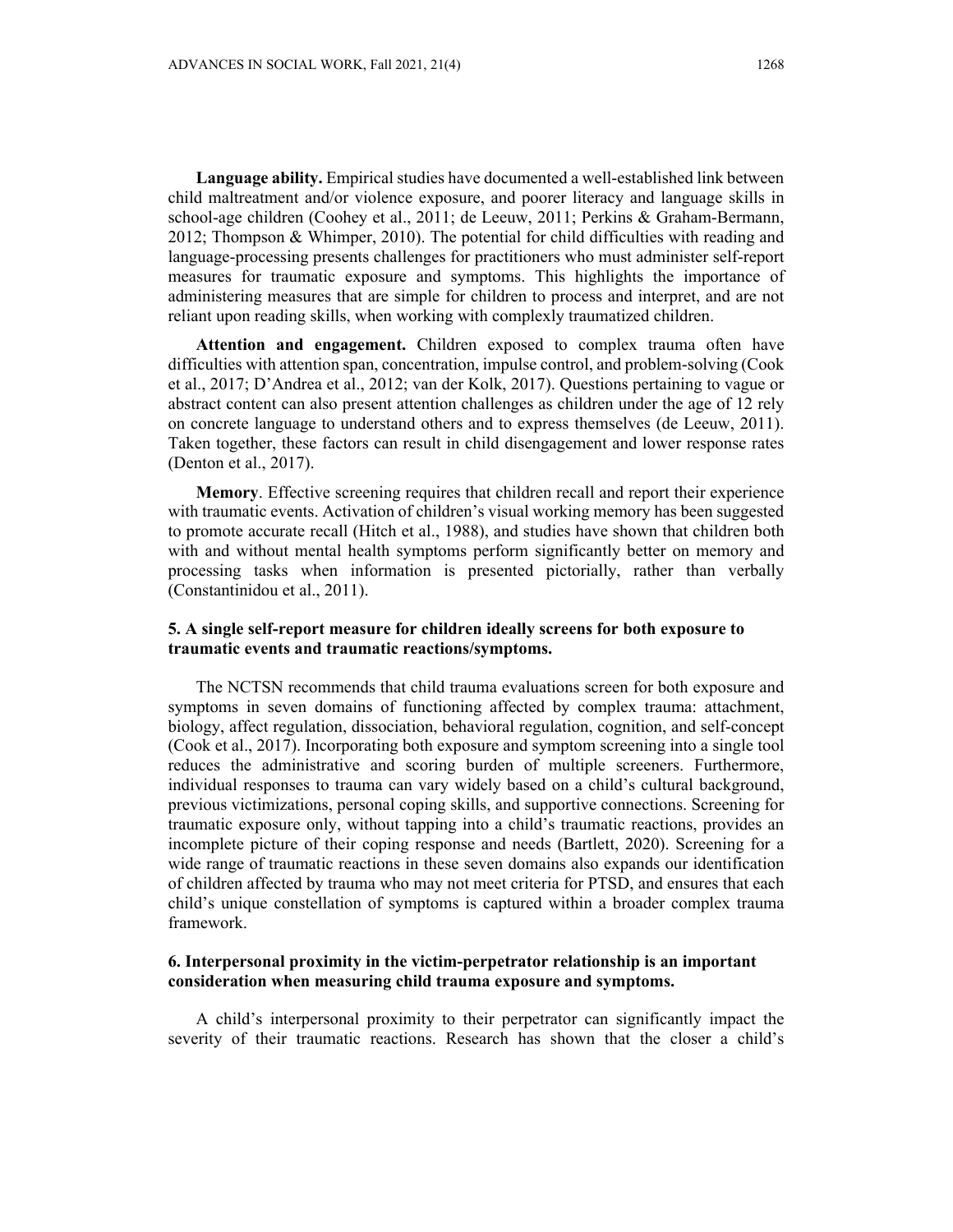**Language ability.** Empirical studies have documented a well-established link between child maltreatment and/or violence exposure, and poorer literacy and language skills in school-age children (Coohey et al., 2011; de Leeuw, 2011; Perkins & Graham-Bermann, 2012; Thompson & Whimper, 2010). The potential for child difficulties with reading and language-processing presents challenges for practitioners who must administer self-report measures for traumatic exposure and symptoms. This highlights the importance of administering measures that are simple for children to process and interpret, and are not reliant upon reading skills, when working with complexly traumatized children.

**Attention and engagement.** Children exposed to complex trauma often have difficulties with attention span, concentration, impulse control, and problem-solving (Cook et al., 2017; D'Andrea et al., 2012; van der Kolk, 2017). Questions pertaining to vague or abstract content can also present attention challenges as children under the age of 12 rely on concrete language to understand others and to express themselves (de Leeuw, 2011). Taken together, these factors can result in child disengagement and lower response rates (Denton et al., 2017).

**Memory**. Effective screening requires that children recall and report their experience with traumatic events. Activation of children's visual working memory has been suggested to promote accurate recall (Hitch et al., 1988), and studies have shown that children both with and without mental health symptoms perform significantly better on memory and processing tasks when information is presented pictorially, rather than verbally (Constantinidou et al., 2011).

### 5. A single self-report measure for children ideally screens for both exposure to traumatic events and traumatic reactions/symptoms.

The NCTSN recommends that child trauma evaluations screen for both exposure and symptoms in seven domains of functioning affected by complex trauma: attachment, biology, affect regulation, dissociation, behavioral regulation, cognition, and self-concept (Cook et al., 2017). Incorporating both exposure and symptom screening into a single tool reduces the administrative and scoring burden of multiple screeners. Furthermore, individual responses to trauma can vary widely based on a child's cultural background, previous victimizations, personal coping skills, and supportive connections. Screening for traumatic exposure only, without tapping into a child's traumatic reactions, provides an incomplete picture of their coping response and needs (Bartlett, 2020). Screening for a wide range of traumatic reactions in these seven domains also expands our identification of children affected by trauma who may not meet criteria for PTSD, and ensures that each child's unique constellation of symptoms is captured within a broader complex trauma framework.

### 6. Interpersonal proximity in the victim-perpetrator relationship is an important consideration when measuring child trauma exposure and symptoms.

A child's interpersonal proximity to their perpetrator can significantly impact the severity of their traumatic reactions. Research has shown that the closer a child's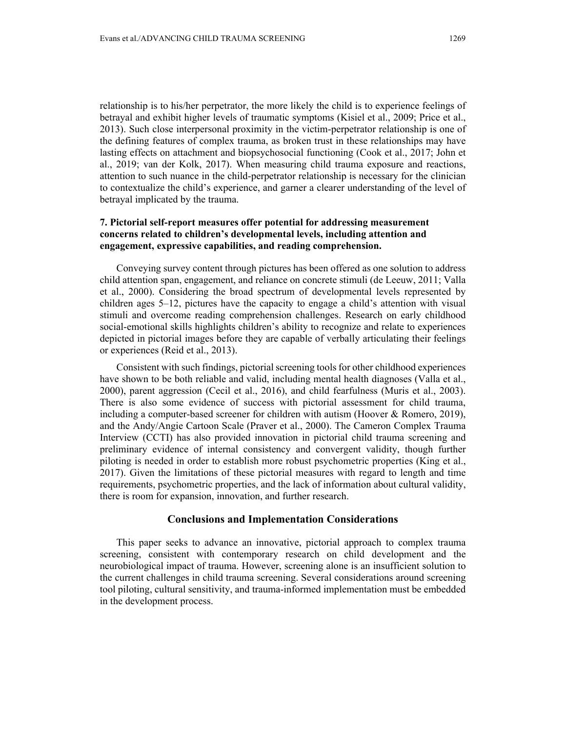relationship is to his/her perpetrator, the more likely the child is to experience feelings of betrayal and exhibit higher levels of traumatic symptoms (Kisiel et al., 2009; Price et al., 2013). Such close interpersonal proximity in the victim-perpetrator relationship is one of the defining features of complex trauma, as broken trust in these relationships may have lasting effects on attachment and biopsychosocial functioning (Cook et al., 2017; John et al., 2019; van der Kolk, 2017). When measuring child trauma exposure and reactions, attention to such nuance in the child-perpetrator relationship is necessary for the clinician to contextualize the child's experience, and garner a clearer understanding of the level of betrayal implicated by the trauma.

### 7. Pictorial self-report measures offer potential for addressing measurement concerns related to children's developmental levels, including attention and engagement, expressive capabilities, and reading comprehension.

Conveying survey content through pictures has been offered as one solution to address child attention span, engagement, and reliance on concrete stimuli (de Leeuw, 2011; Valla et al., 2000). Considering the broad spectrum of developmental levels represented by children ages 5–12, pictures have the capacity to engage a child's attention with visual stimuli and overcome reading comprehension challenges. Research on early childhood social-emotional skills highlights children's ability to recognize and relate to experiences depicted in pictorial images before they are capable of verbally articulating their feelings or experiences (Reid et al., 2013).

Consistent with such findings, pictorial screening tools for other childhood experiences have shown to be both reliable and valid, including mental health diagnoses (Valla et al., 2000), parent aggression (Cecil et al., 2016), and child fearfulness (Muris et al., 2003). There is also some evidence of success with pictorial assessment for child trauma, including a computer-based screener for children with autism (Hoover & Romero, 2019), and the Andy/Angie Cartoon Scale (Praver et al., 2000). The Cameron Complex Trauma Interview (CCTI) has also provided innovation in pictorial child trauma screening and preliminary evidence of internal consistency and convergent validity, though further piloting is needed in order to establish more robust psychometric properties (King et al., 2017). Given the limitations of these pictorial measures with regard to length and time requirements, psychometric properties, and the lack of information about cultural validity, there is room for expansion, innovation, and further research.

## Conclusions and Implementation Considerations

This paper seeks to advance an innovative, pictorial approach to complex trauma screening, consistent with contemporary research on child development and the neurobiological impact of trauma. However, screening alone is an insufficient solution to the current challenges in child trauma screening. Several considerations around screening tool piloting, cultural sensitivity, and trauma-informed implementation must be embedded in the development process.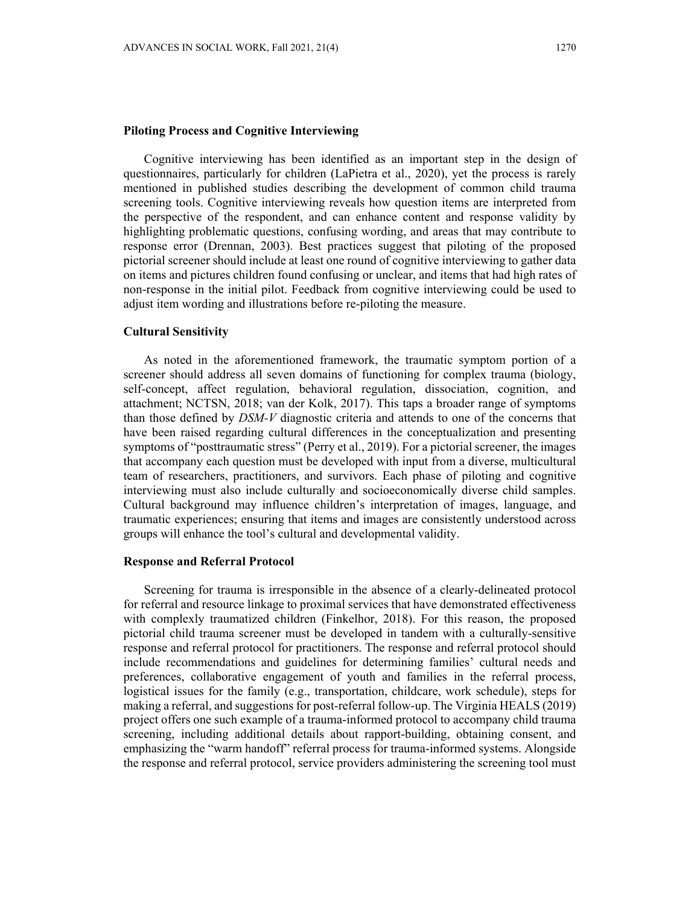### Piloting Process and Cognitive Interviewing

Cognitive interviewing has been identified as an important step in the design of questionnaires, particularly for children (LaPietra et al., 2020), yet the process is rarely mentioned in published studies describing the development of common child trauma screening tools. Cognitive interviewing reveals how question items are interpreted from the perspective of the respondent, and can enhance content and response validity by highlighting problematic questions, confusing wording, and areas that may contribute to response error (Drennan, 2003). Best practices suggest that piloting of the proposed pictorial screener should include at least one round of cognitive interviewing to gather data on items and pictures children found confusing or unclear, and items that had high rates of non-response in the initial pilot. Feedback from cognitive interviewing could be used to adjust item wording and illustrations before re-piloting the measure.

### Cultural Sensitivity

As noted in the aforementioned framework, the traumatic symptom portion of a screener should address all seven domains of functioning for complex trauma (biology, self-concept, affect regulation, behavioral regulation, dissociation, cognition, and attachment; NCTSN, 2018; van der Kolk, 2017). This taps a broader range of symptoms than those defined by *DSM-V* diagnostic criteria and attends to one of the concerns that have been raised regarding cultural differences in the conceptualization and presenting symptoms of "posttraumatic stress" (Perry et al., 2019). For a pictorial screener, the images that accompany each question must be developed with input from a diverse, multicultural team of researchers, practitioners, and survivors. Each phase of piloting and cognitive interviewing must also include culturally and socioeconomically diverse child samples. Cultural background may influence children's interpretation of images, language, and traumatic experiences; ensuring that items and images are consistently understood across groups will enhance the tool's cultural and developmental validity.

### Response and Referral Protocol

Screening for trauma is irresponsible in the absence of a clearly-delineated protocol for referral and resource linkage to proximal services that have demonstrated effectiveness with complexly traumatized children (Finkelhor, 2018). For this reason, the proposed pictorial child trauma screener must be developed in tandem with a culturally-sensitive response and referral protocol for practitioners. The response and referral protocol should include recommendations and guidelines for determining families' cultural needs and preferences, collaborative engagement of youth and families in the referral process, logistical issues for the family (e.g., transportation, childcare, work schedule), steps for making a referral, and suggestions for post-referral follow-up. The Virginia HEALS (2019) project offers one such example of a trauma-informed protocol to accompany child trauma screening, including additional details about rapport-building, obtaining consent, and emphasizing the "warm handoff" referral process for trauma-informed systems. Alongside the response and referral protocol, service providers administering the screening tool must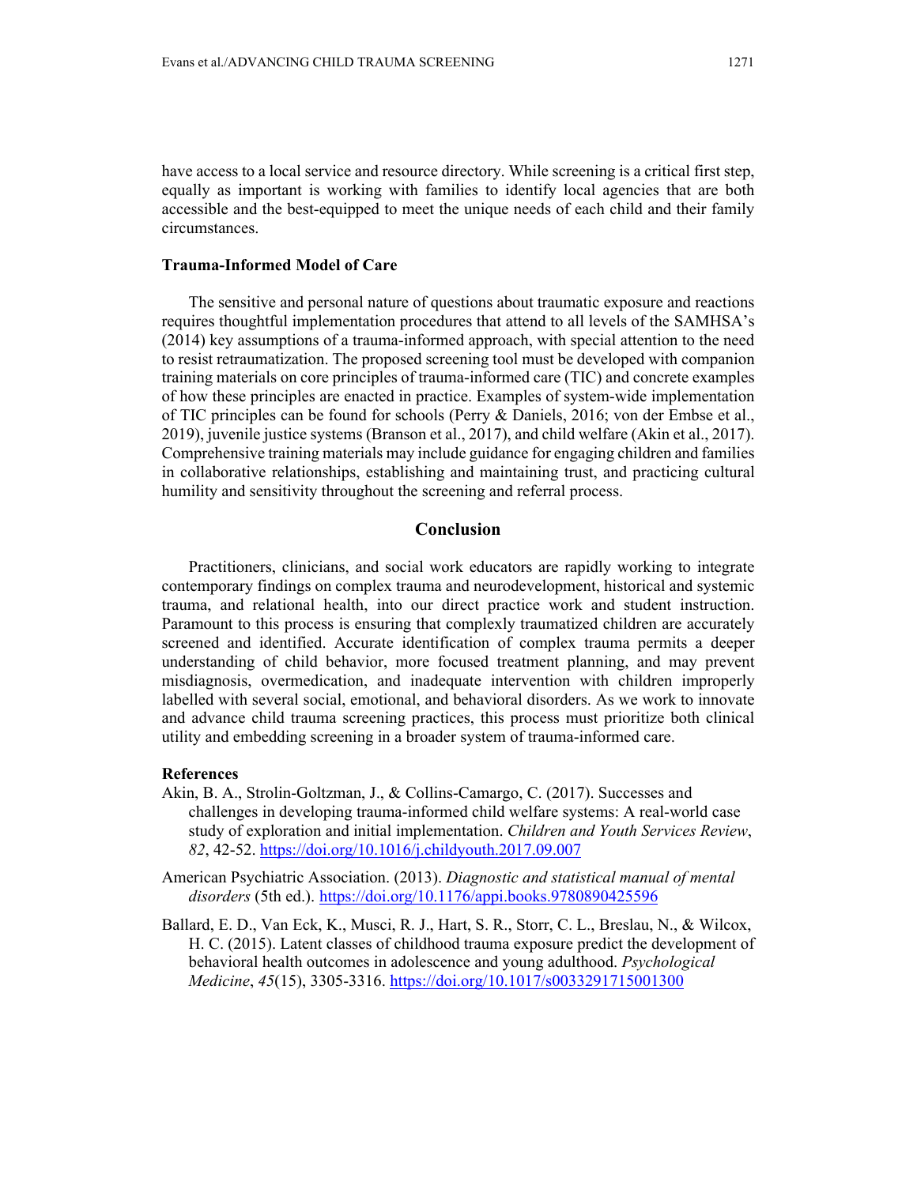have access to a local service and resource directory. While screening is a critical first step, equally as important is working with families to identify local agencies that are both accessible and the best-equipped to meet the unique needs of each child and their family circumstances.

### Trauma-Informed Model of Care

The sensitive and personal nature of questions about traumatic exposure and reactions requires thoughtful implementation procedures that attend to all levels of the SAMHSA's (2014) key assumptions of a trauma-informed approach, with special attention to the need to resist retraumatization. The proposed screening tool must be developed with companion training materials on core principles of trauma-informed care (TIC) and concrete examples of how these principles are enacted in practice. Examples of system-wide implementation of TIC principles can be found for schools (Perry & Daniels, 2016; von der Embse et al., 2019), juvenile justice systems (Branson et al., 2017), and child welfare (Akin et al., 2017). Comprehensive training materials may include guidance for engaging children and families in collaborative relationships, establishing and maintaining trust, and practicing cultural humility and sensitivity throughout the screening and referral process.

## Conclusion

Practitioners, clinicians, and social work educators are rapidly working to integrate contemporary findings on complex trauma and neurodevelopment, historical and systemic trauma, and relational health, into our direct practice work and student instruction. Paramount to this process is ensuring that complexly traumatized children are accurately screened and identified. Accurate identification of complex trauma permits a deeper understanding of child behavior, more focused treatment planning, and may prevent misdiagnosis, overmedication, and inadequate intervention with children improperly labelled with several social, emotional, and behavioral disorders. As we work to innovate and advance child trauma screening practices, this process must prioritize both clinical utility and embedding screening in a broader system of trauma-informed care.

### References

Akin, B. A., Strolin-Goltzman, J., & Collins-Camargo, C. (2017). Successes and challenges in developing trauma-informed child welfare systems: A real-world case study of exploration and initial implementation. *Children and Youth Services Review*, *82*, 42-52. https://doi.org/10.1016/j.childyouth.2017.09.007

American Psychiatric Association. (2013). *Diagnostic and statistical manual of mental disorders* (5th ed.). https://doi.org/10.1176/appi.books.9780890425596

Ballard, E. D., Van Eck, K., Musci, R. J., Hart, S. R., Storr, C. L., Breslau, N., & Wilcox, H. C. (2015). Latent classes of childhood trauma exposure predict the development of behavioral health outcomes in adolescence and young adulthood. *Psychological Medicine*, *45*(15), 3305-3316. https://doi.org/10.1017/s0033291715001300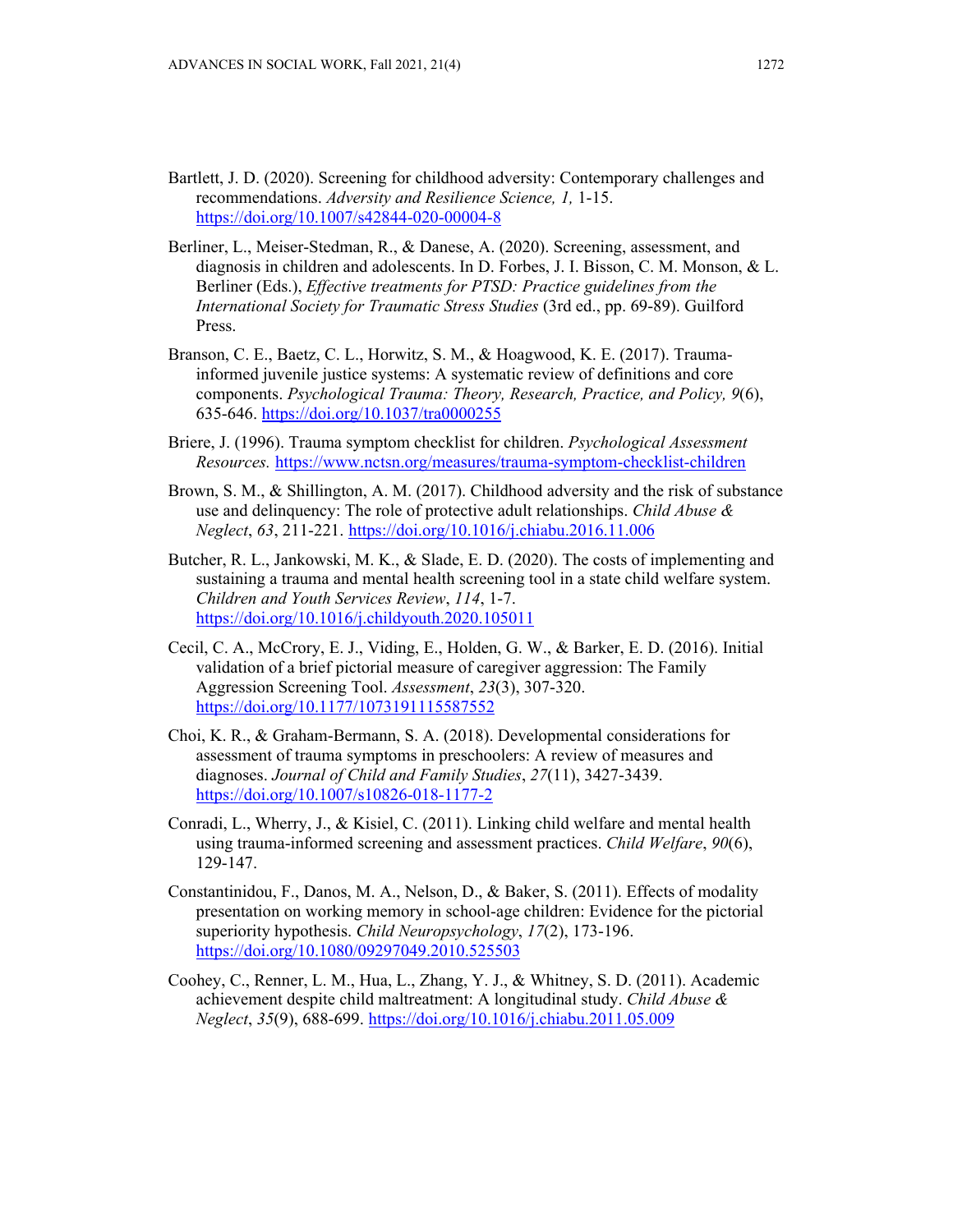Bartlett, J. D. (2020). Screening for childhood adversity: Contemporary challenges and recommendations. *Adversity and Resilience Science, 1,* 1-15. https://doi.org/10.1007/s42844-020-00004-8

Berliner, L., Meiser-Stedman, R., & Danese, A. (2020). Screening, assessment, and diagnosis in children and adolescents. In D. Forbes, J. I. Bisson, C. M. Monson, & L. Berliner (Eds.), *Effective treatments for PTSD: Practice guidelines from the International Society for Traumatic Stress Studies* (3rd ed., pp. 69-89). Guilford Press.

Branson, C. E., Baetz, C. L., Horwitz, S. M., & Hoagwood, K. E. (2017). Trauma-informed juvenile justice systems: A systematic review of definitions and core components. *Psychological Trauma: Theory, Research, Practice, and Policy, 9*(6), 635-646. https://doi.org/10.1037/tra0000255

Briere, J. (1996). Trauma symptom checklist for children. *Psychological Assessment Resources.* https://www.nctsn.org/measures/trauma-symptom-checklist-children

Brown, S. M., & Shillington, A. M. (2017). Childhood adversity and the risk of substance use and delinquency: The role of protective adult relationships. *Child Abuse & Neglect*, *63*, 211-221. https://doi.org/10.1016/j.chiabu.2016.11.006

Butcher, R. L., Jankowski, M. K., & Slade, E. D. (2020). The costs of implementing and sustaining a trauma and mental health screening tool in a state child welfare system. *Children and Youth Services Review*, *114*, 1-7. https://doi.org/10.1016/j.childyouth.2020.105011

Cecil, C. A., McCrory, E. J., Viding, E., Holden, G. W., & Barker, E. D. (2016). Initial validation of a brief pictorial measure of caregiver aggression: The Family Aggression Screening Tool. *Assessment*, *23*(3), 307-320. https://doi.org/10.1177/1073191115587552

Choi, K. R., & Graham-Bermann, S. A. (2018). Developmental considerations for assessment of trauma symptoms in preschoolers: A review of measures and diagnoses. *Journal of Child and Family Studies*, *27*(11), 3427-3439. https://doi.org/10.1007/s10826-018-1177-2

Conradi, L., Wherry, J., & Kisiel, C. (2011). Linking child welfare and mental health using trauma-informed screening and assessment practices. *Child Welfare*, *90*(6), 129-147.

Constantinidou, F., Danos, M. A., Nelson, D., & Baker, S. (2011). Effects of modality presentation on working memory in school-age children: Evidence for the pictorial superiority hypothesis. *Child Neuropsychology*, *17*(2), 173-196. https://doi.org/10.1080/09297049.2010.525503

Coohey, C., Renner, L. M., Hua, L., Zhang, Y. J., & Whitney, S. D. (2011). Academic achievement despite child maltreatment: A longitudinal study. *Child Abuse & Neglect*, *35*(9), 688-699. https://doi.org/10.1016/j.chiabu.2011.05.009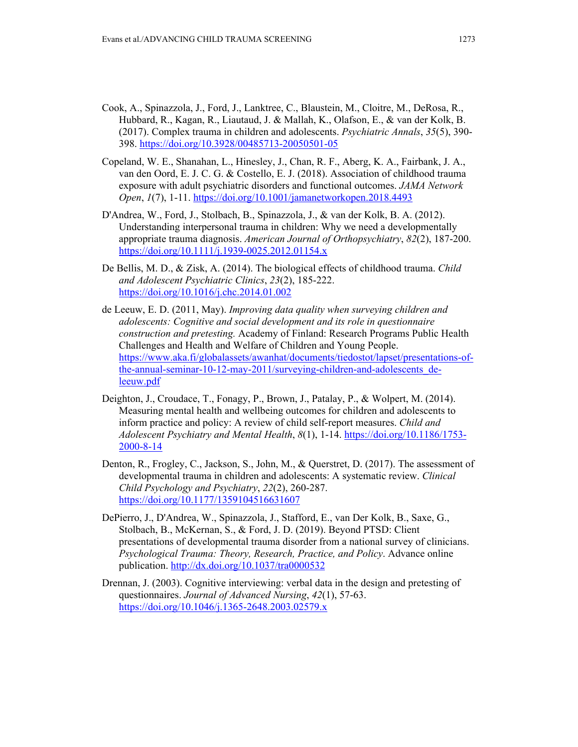Cook, A., Spinazzola, J., Ford, J., Lanktree, C., Blaustein, M., Cloitre, M., DeRosa, R., Hubbard, R., Kagan, R., Liautaud, J. & Mallah, K., Olafson, E., & van der Kolk, B. (2017). Complex trauma in children and adolescents. *Psychiatric Annals*, *35*(5), 390-398. https://doi.org/10.3928/00485713-20050501-05

Copeland, W. E., Shanahan, L., Hinesley, J., Chan, R. F., Aberg, K. A., Fairbank, J. A., van den Oord, E. J. C. G. & Costello, E. J. (2018). Association of childhood trauma exposure with adult psychiatric disorders and functional outcomes. *JAMA Network Open*, *1*(7), 1-11. https://doi.org/10.1001/jamanetworkopen.2018.4493

D'Andrea, W., Ford, J., Stolbach, B., Spinazzola, J., & van der Kolk, B. A. (2012). Understanding interpersonal trauma in children: Why we need a developmentally appropriate trauma diagnosis. *American Journal of Orthopsychiatry*, *82*(2), 187-200. https://doi.org/10.1111/j.1939-0025.2012.01154.x

De Bellis, M. D., & Zisk, A. (2014). The biological effects of childhood trauma. *Child and Adolescent Psychiatric Clinics*, *23*(2), 185-222. https://doi.org/10.1016/j.chc.2014.01.002

de Leeuw, E. D. (2011, May). *Improving data quality when surveying children and adolescents: Cognitive and social development and its role in questionnaire construction and pretesting.* Academy of Finland: Research Programs Public Health Challenges and Health and Welfare of Children and Young People. https://www.aka.fi/globalassets/awanhat/documents/tiedostot/lapset/presentations-of-the-annual-seminar-10-12-may-2011/surveying-children-and-adolescents_de-leeuw.pdf

Deighton, J., Croudace, T., Fonagy, P., Brown, J., Patalay, P., & Wolpert, M. (2014). Measuring mental health and wellbeing outcomes for children and adolescents to inform practice and policy: A review of child self-report measures. *Child and Adolescent Psychiatry and Mental Health*, *8*(1), 1-14. https://doi.org/10.1186/1753-2000-8-14

Denton, R., Frogley, C., Jackson, S., John, M., & Querstret, D. (2017). The assessment of developmental trauma in children and adolescents: A systematic review. *Clinical Child Psychology and Psychiatry*, *22*(2), 260-287. https://doi.org/10.1177/1359104516631607

DePierro, J., D'Andrea, W., Spinazzola, J., Stafford, E., van Der Kolk, B., Saxe, G., Stolbach, B., McKernan, S., & Ford, J. D. (2019). Beyond PTSD: Client presentations of developmental trauma disorder from a national survey of clinicians. *Psychological Trauma: Theory, Research, Practice, and Policy*. Advance online publication. http://dx.doi.org/10.1037/tra0000532

Drennan, J. (2003). Cognitive interviewing: verbal data in the design and pretesting of questionnaires. *Journal of Advanced Nursing*, *42*(1), 57-63. https://doi.org/10.1046/j.1365-2648.2003.02579.x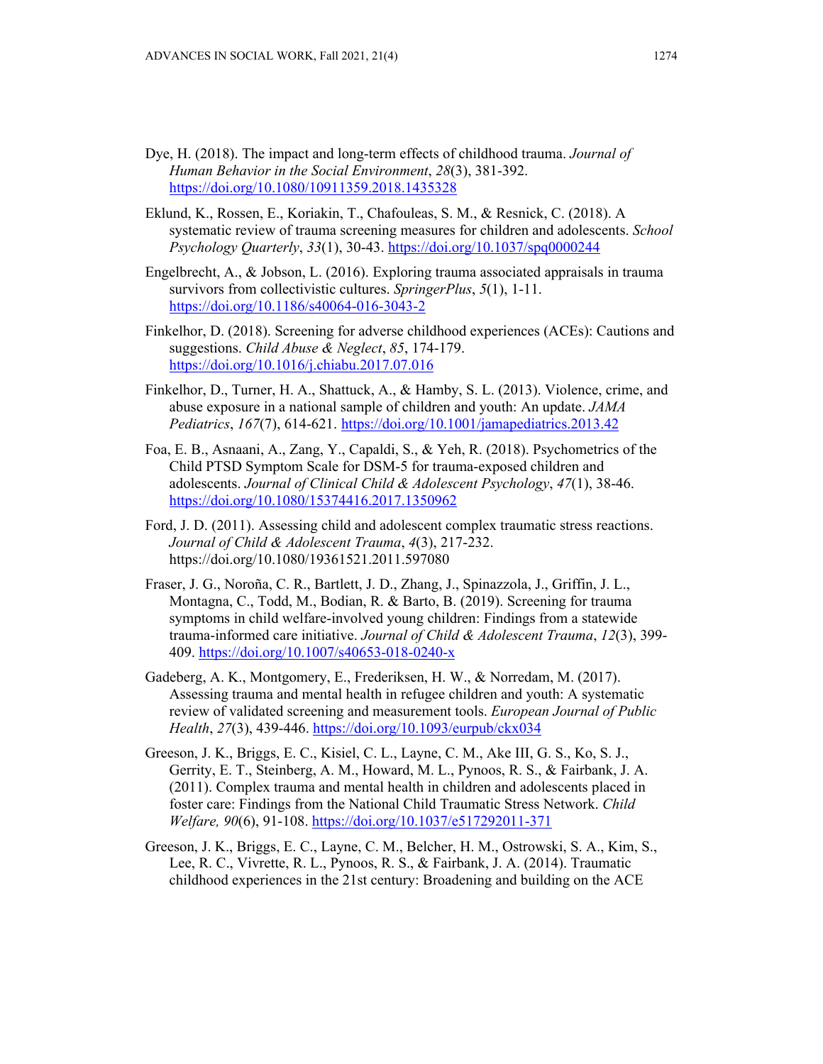Dye, H. (2018). The impact and long-term effects of childhood trauma. *Journal of Human Behavior in the Social Environment*, *28*(3), 381-392. https://doi.org/10.1080/10911359.2018.1435328

Eklund, K., Rossen, E., Koriakin, T., Chafouleas, S. M., & Resnick, C. (2018). A systematic review of trauma screening measures for children and adolescents. *School Psychology Quarterly*, *33*(1), 30-43. https://doi.org/10.1037/spq0000244

Engelbrecht, A., & Jobson, L. (2016). Exploring trauma associated appraisals in trauma survivors from collectivistic cultures. *SpringerPlus*, *5*(1), 1-11. https://doi.org/10.1186/s40064-016-3043-2

Finkelhor, D. (2018). Screening for adverse childhood experiences (ACEs): Cautions and suggestions. *Child Abuse & Neglect*, *85*, 174-179. https://doi.org/10.1016/j.chiabu.2017.07.016

Finkelhor, D., Turner, H. A., Shattuck, A., & Hamby, S. L. (2013). Violence, crime, and abuse exposure in a national sample of children and youth: An update. *JAMA Pediatrics*, *167*(7), 614-621. https://doi.org/10.1001/jamapediatrics.2013.42

Foa, E. B., Asnaani, A., Zang, Y., Capaldi, S., & Yeh, R. (2018). Psychometrics of the Child PTSD Symptom Scale for DSM-5 for trauma-exposed children and adolescents. *Journal of Clinical Child & Adolescent Psychology*, *47*(1), 38-46. https://doi.org/10.1080/15374416.2017.1350962

Ford, J. D. (2011). Assessing child and adolescent complex traumatic stress reactions. *Journal of Child & Adolescent Trauma*, *4*(3), 217-232. https://doi.org/10.1080/19361521.2011.597080

Fraser, J. G., Noroña, C. R., Bartlett, J. D., Zhang, J., Spinazzola, J., Griffin, J. L., Montagna, C., Todd, M., Bodian, R. & Barto, B. (2019). Screening for trauma symptoms in child welfare-involved young children: Findings from a statewide trauma-informed care initiative. *Journal of Child & Adolescent Trauma*, *12*(3), 399-409. https://doi.org/10.1007/s40653-018-0240-x

Gadeberg, A. K., Montgomery, E., Frederiksen, H. W., & Norredam, M. (2017). Assessing trauma and mental health in refugee children and youth: A systematic review of validated screening and measurement tools. *European Journal of Public Health*, *27*(3), 439-446. https://doi.org/10.1093/eurpub/ckx034

Greeson, J. K., Briggs, E. C., Kisiel, C. L., Layne, C. M., Ake III, G. S., Ko, S. J., Gerrity, E. T., Steinberg, A. M., Howard, M. L., Pynoos, R. S., & Fairbank, J. A. (2011). Complex trauma and mental health in children and adolescents placed in foster care: Findings from the National Child Traumatic Stress Network. *Child Welfare, 90*(6), 91-108. https://doi.org/10.1037/e517292011-371

Greeson, J. K., Briggs, E. C., Layne, C. M., Belcher, H. M., Ostrowski, S. A., Kim, S., Lee, R. C., Vivrette, R. L., Pynoos, R. S., & Fairbank, J. A. (2014). Traumatic childhood experiences in the 21st century: Broadening and building on the ACE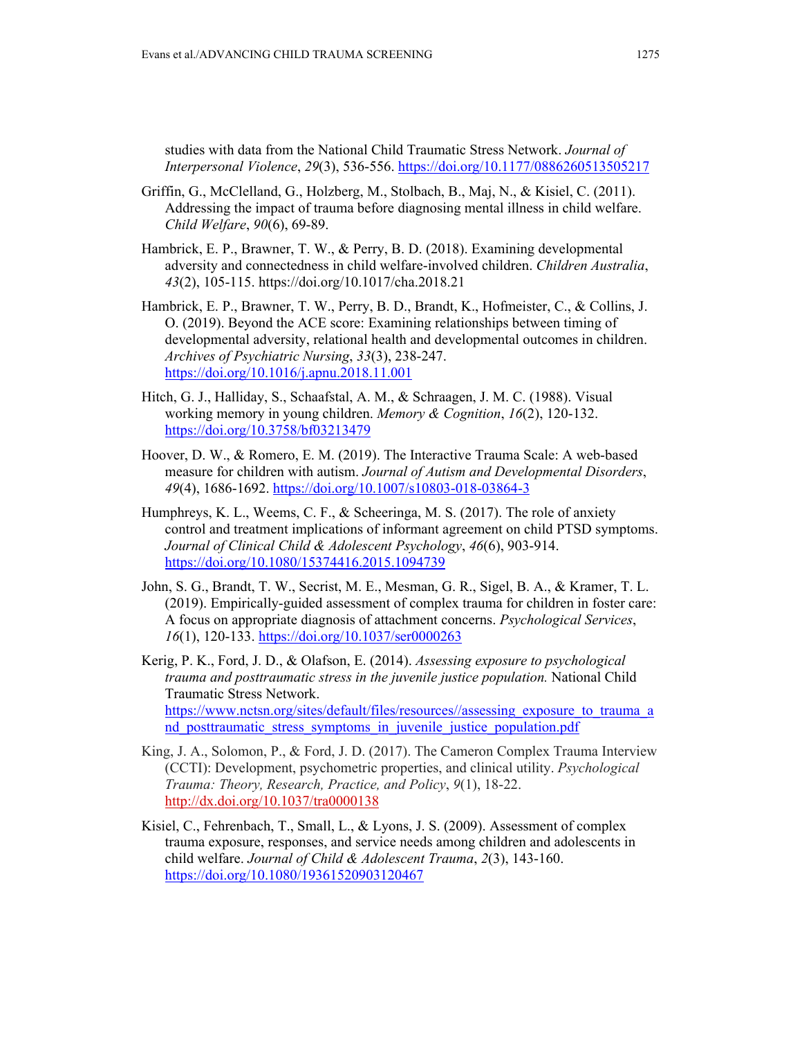studies with data from the National Child Traumatic Stress Network. *Journal of Interpersonal Violence*, *29*(3), 536-556. https://doi.org/10.1177/0886260513505217

Griffin, G., McClelland, G., Holzberg, M., Stolbach, B., Maj, N., & Kisiel, C. (2011). Addressing the impact of trauma before diagnosing mental illness in child welfare. *Child Welfare*, *90*(6), 69-89.

Hambrick, E. P., Brawner, T. W., & Perry, B. D. (2018). Examining developmental adversity and connectedness in child welfare-involved children. *Children Australia*, *43*(2), 105-115. https://doi.org/10.1017/cha.2018.21

Hambrick, E. P., Brawner, T. W., Perry, B. D., Brandt, K., Hofmeister, C., & Collins, J. O. (2019). Beyond the ACE score: Examining relationships between timing of developmental adversity, relational health and developmental outcomes in children. *Archives of Psychiatric Nursing*, *33*(3), 238-247. https://doi.org/10.1016/j.apnu.2018.11.001

Hitch, G. J., Halliday, S., Schaafstal, A. M., & Schraagen, J. M. C. (1988). Visual working memory in young children. *Memory & Cognition*, *16*(2), 120-132. https://doi.org/10.3758/bf03213479

Hoover, D. W., & Romero, E. M. (2019). The Interactive Trauma Scale: A web-based measure for children with autism. *Journal of Autism and Developmental Disorders*, *49*(4), 1686-1692. https://doi.org/10.1007/s10803-018-03864-3

Humphreys, K. L., Weems, C. F., & Scheeringa, M. S. (2017). The role of anxiety control and treatment implications of informant agreement on child PTSD symptoms. *Journal of Clinical Child & Adolescent Psychology*, *46*(6), 903-914. https://doi.org/10.1080/15374416.2015.1094739

John, S. G., Brandt, T. W., Secrist, M. E., Mesman, G. R., Sigel, B. A., & Kramer, T. L. (2019). Empirically-guided assessment of complex trauma for children in foster care: A focus on appropriate diagnosis of attachment concerns. *Psychological Services*, *16*(1), 120-133. https://doi.org/10.1037/ser0000263

Kerig, P. K., Ford, J. D., & Olafson, E. (2014). *Assessing exposure to psychological trauma and posttraumatic stress in the juvenile justice population.* National Child Traumatic Stress Network. https://www.nctsn.org/sites/default/files/resources//assessing_exposure_to_trauma_and_posttraumatic_stress_symptoms_in_juvenile_justice_population.pdf

King, J. A., Solomon, P., & Ford, J. D. (2017). The Cameron Complex Trauma Interview (CCTI): Development, psychometric properties, and clinical utility. *Psychological Trauma: Theory, Research, Practice, and Policy*, *9*(1), 18-22. http://dx.doi.org/10.1037/tra0000138

Kisiel, C., Fehrenbach, T., Small, L., & Lyons, J. S. (2009). Assessment of complex trauma exposure, responses, and service needs among children and adolescents in child welfare. *Journal of Child & Adolescent Trauma*, *2*(3), 143-160. https://doi.org/10.1080/19361520903120467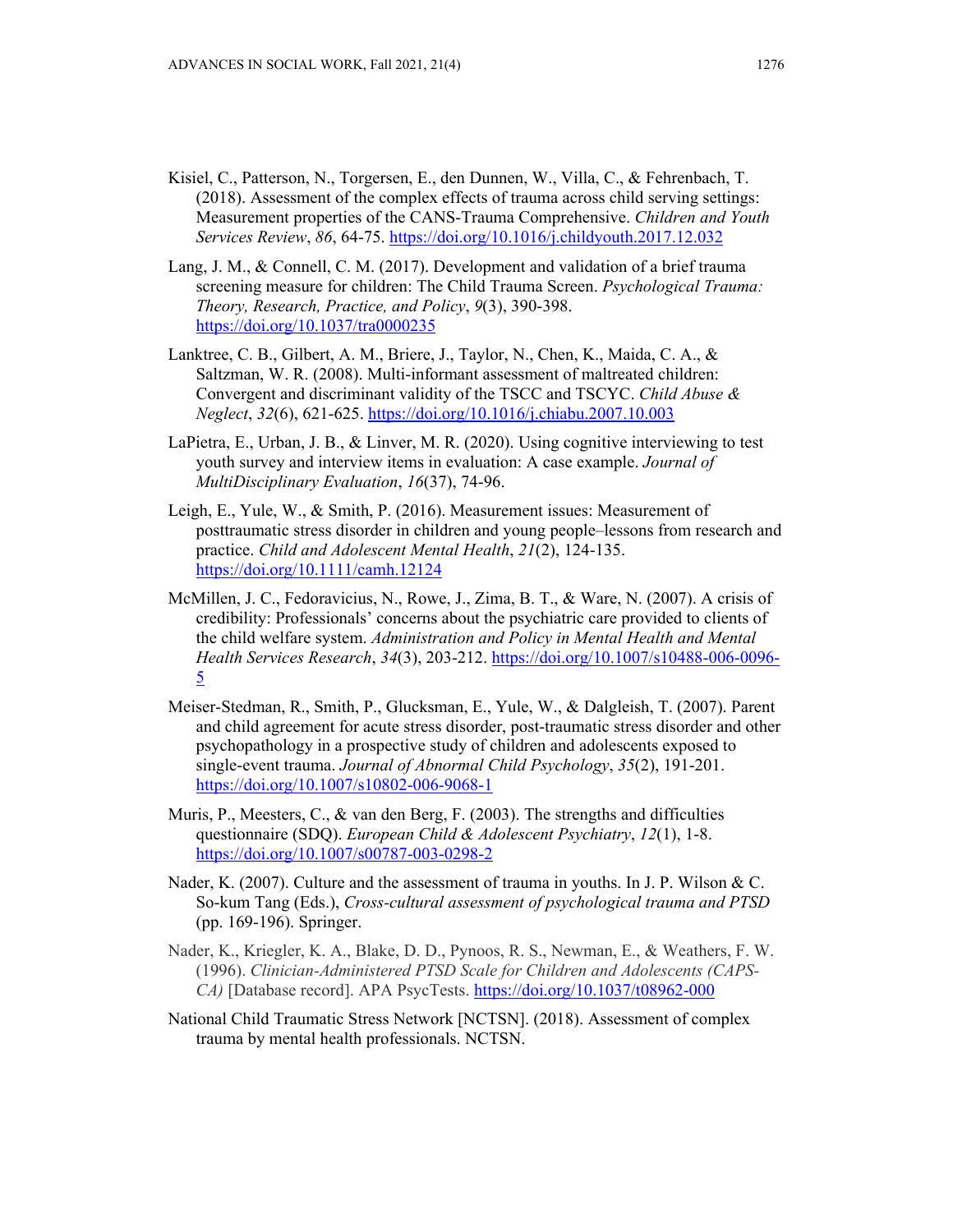Kisiel, C., Patterson, N., Torgersen, E., den Dunnen, W., Villa, C., & Fehrenbach, T. (2018). Assessment of the complex effects of trauma across child serving settings: Measurement properties of the CANS-Trauma Comprehensive. *Children and Youth Services Review*, *86*, 64-75. https://doi.org/10.1016/j.childyouth.2017.12.032

Lang, J. M., & Connell, C. M. (2017). Development and validation of a brief trauma screening measure for children: The Child Trauma Screen. *Psychological Trauma: Theory, Research, Practice, and Policy*, *9*(3), 390-398. https://doi.org/10.1037/tra0000235

Lanktree, C. B., Gilbert, A. M., Briere, J., Taylor, N., Chen, K., Maida, C. A., & Saltzman, W. R. (2008). Multi-informant assessment of maltreated children: Convergent and discriminant validity of the TSCC and TSCYC. *Child Abuse & Neglect*, *32*(6), 621-625. https://doi.org/10.1016/j.chiabu.2007.10.003

LaPietra, E., Urban, J. B., & Linver, M. R. (2020). Using cognitive interviewing to test youth survey and interview items in evaluation: A case example. *Journal of MultiDisciplinary Evaluation*, *16*(37), 74-96.

Leigh, E., Yule, W., & Smith, P. (2016). Measurement issues: Measurement of posttraumatic stress disorder in children and young people–lessons from research and practice. *Child and Adolescent Mental Health*, *21*(2), 124-135. https://doi.org/10.1111/camh.12124

McMillen, J. C., Fedoravicius, N., Rowe, J., Zima, B. T., & Ware, N. (2007). A crisis of credibility: Professionals' concerns about the psychiatric care provided to clients of the child welfare system. *Administration and Policy in Mental Health and Mental Health Services Research*, *34*(3), 203-212. https://doi.org/10.1007/s10488-006-0096-5

Meiser-Stedman, R., Smith, P., Glucksman, E., Yule, W., & Dalgleish, T. (2007). Parent and child agreement for acute stress disorder, post-traumatic stress disorder and other psychopathology in a prospective study of children and adolescents exposed to single-event trauma. *Journal of Abnormal Child Psychology*, *35*(2), 191-201. https://doi.org/10.1007/s10802-006-9068-1

Muris, P., Meesters, C., & van den Berg, F. (2003). The strengths and difficulties questionnaire (SDQ). *European Child & Adolescent Psychiatry*, *12*(1), 1-8. https://doi.org/10.1007/s00787-003-0298-2

Nader, K. (2007). Culture and the assessment of trauma in youths. In J. P. Wilson & C. So-kum Tang (Eds.), *Cross-cultural assessment of psychological trauma and PTSD* (pp. 169-196). Springer.

Nader, K., Kriegler, K. A., Blake, D. D., Pynoos, R. S., Newman, E., & Weathers, F. W. (1996). *Clinician-Administered PTSD Scale for Children and Adolescents (CAPS-CA)* [Database record]. APA PsycTests. https://doi.org/10.1037/t08962-000

National Child Traumatic Stress Network [NCTSN]. (2018). Assessment of complex trauma by mental health professionals. NCTSN.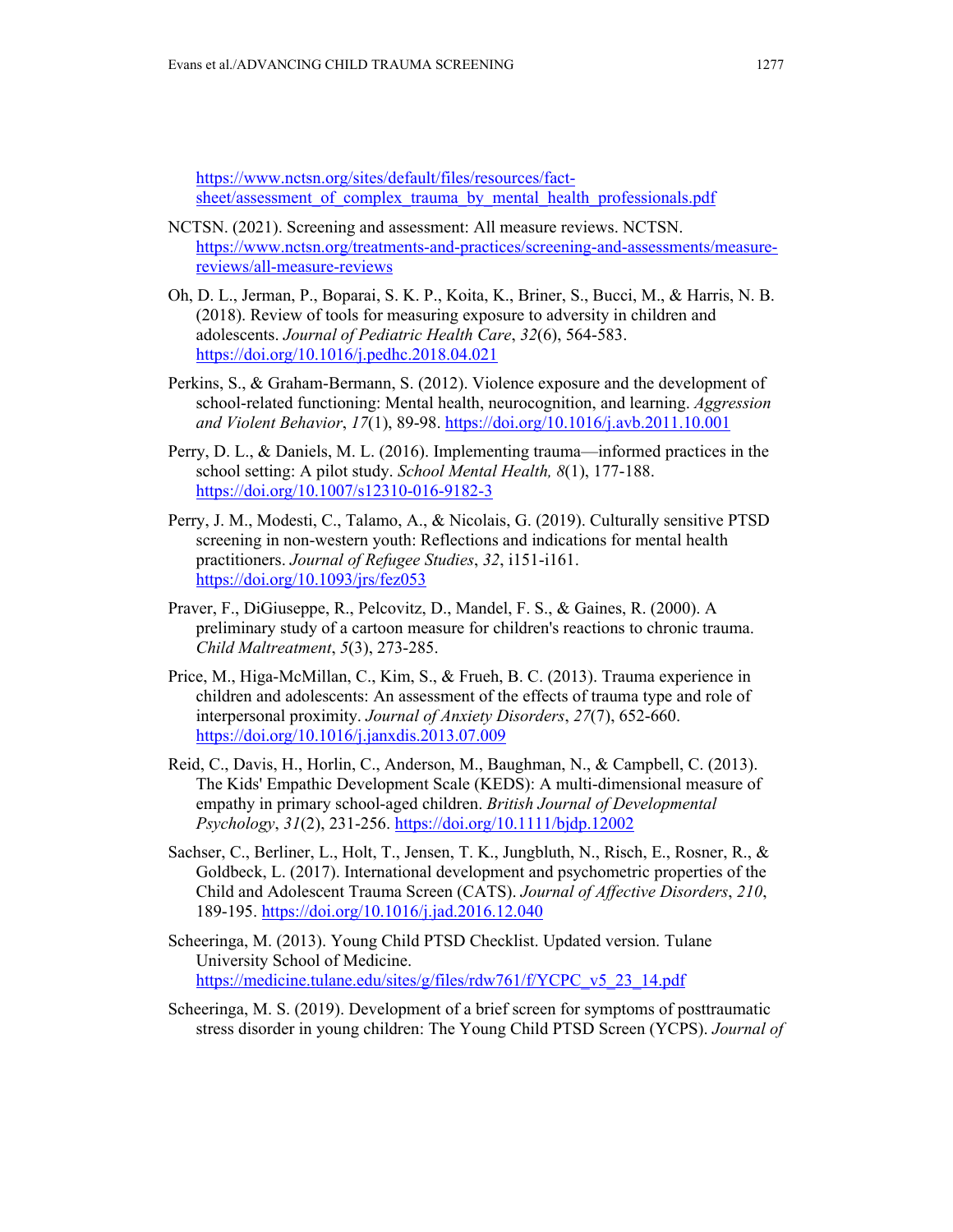https://www.nctsn.org/sites/default/files/resources/fact-sheet/assessment_of_complex_trauma_by_mental_health_professionals.pdf

NCTSN. (2021). Screening and assessment: All measure reviews. NCTSN. https://www.nctsn.org/treatments-and-practices/screening-and-assessments/measure-reviews/all-measure-reviews

Oh, D. L., Jerman, P., Boparai, S. K. P., Koita, K., Briner, S., Bucci, M., & Harris, N. B. (2018). Review of tools for measuring exposure to adversity in children and adolescents. *Journal of Pediatric Health Care*, *32*(6), 564-583. https://doi.org/10.1016/j.pedhc.2018.04.021

Perkins, S., & Graham-Bermann, S. (2012). Violence exposure and the development of school-related functioning: Mental health, neurocognition, and learning. *Aggression and Violent Behavior*, *17*(1), 89-98. https://doi.org/10.1016/j.avb.2011.10.001

Perry, D. L., & Daniels, M. L. (2016). Implementing trauma—informed practices in the school setting: A pilot study. *School Mental Health, 8*(1), 177-188. https://doi.org/10.1007/s12310-016-9182-3

Perry, J. M., Modesti, C., Talamo, A., & Nicolais, G. (2019). Culturally sensitive PTSD screening in non-western youth: Reflections and indications for mental health practitioners. *Journal of Refugee Studies*, *32*, i151-i161. https://doi.org/10.1093/jrs/fez053

Praver, F., DiGiuseppe, R., Pelcovitz, D., Mandel, F. S., & Gaines, R. (2000). A preliminary study of a cartoon measure for children's reactions to chronic trauma. *Child Maltreatment*, *5*(3), 273-285.

Price, M., Higa-McMillan, C., Kim, S., & Frueh, B. C. (2013). Trauma experience in children and adolescents: An assessment of the effects of trauma type and role of interpersonal proximity. *Journal of Anxiety Disorders*, *27*(7), 652-660. https://doi.org/10.1016/j.janxdis.2013.07.009

Reid, C., Davis, H., Horlin, C., Anderson, M., Baughman, N., & Campbell, C. (2013). The Kids' Empathic Development Scale (KEDS): A multi-dimensional measure of empathy in primary school-aged children. *British Journal of Developmental Psychology*, *31*(2), 231-256. https://doi.org/10.1111/bjdp.12002

Sachser, C., Berliner, L., Holt, T., Jensen, T. K., Jungbluth, N., Risch, E., Rosner, R., & Goldbeck, L. (2017). International development and psychometric properties of the Child and Adolescent Trauma Screen (CATS). *Journal of Affective Disorders*, *210*, 189-195. https://doi.org/10.1016/j.jad.2016.12.040

Scheeringa, M. (2013). Young Child PTSD Checklist. Updated version. Tulane University School of Medicine. https://medicine.tulane.edu/sites/g/files/rdw761/f/YCPC_v5_23_14.pdf

Scheeringa, M. S. (2019). Development of a brief screen for symptoms of posttraumatic stress disorder in young children: The Young Child PTSD Screen (YCPS). *Journal of*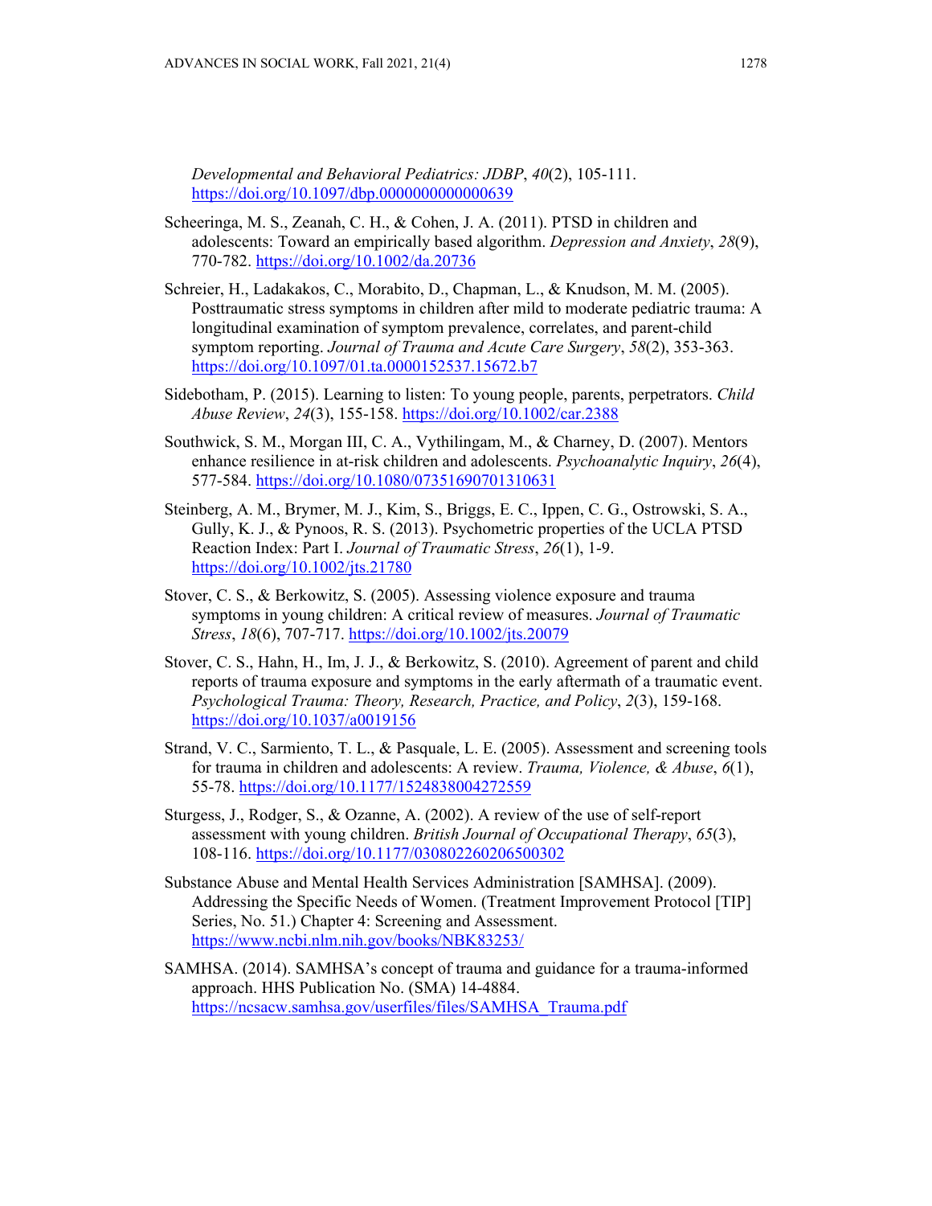*Developmental and Behavioral Pediatrics: JDBP*, *40*(2), 105-111. https://doi.org/10.1097/dbp.0000000000000639

Scheeringa, M. S., Zeanah, C. H., & Cohen, J. A. (2011). PTSD in children and adolescents: Toward an empirically based algorithm. *Depression and Anxiety*, *28*(9), 770-782. https://doi.org/10.1002/da.20736

Schreier, H., Ladakakos, C., Morabito, D., Chapman, L., & Knudson, M. M. (2005). Posttraumatic stress symptoms in children after mild to moderate pediatric trauma: A longitudinal examination of symptom prevalence, correlates, and parent-child symptom reporting. *Journal of Trauma and Acute Care Surgery*, *58*(2), 353-363. https://doi.org/10.1097/01.ta.0000152537.15672.b7

Sidebotham, P. (2015). Learning to listen: To young people, parents, perpetrators. *Child Abuse Review*, *24*(3), 155-158. https://doi.org/10.1002/car.2388

Southwick, S. M., Morgan III, C. A., Vythilingam, M., & Charney, D. (2007). Mentors enhance resilience in at-risk children and adolescents. *Psychoanalytic Inquiry*, *26*(4), 577-584. https://doi.org/10.1080/07351690701310631

Steinberg, A. M., Brymer, M. J., Kim, S., Briggs, E. C., Ippen, C. G., Ostrowski, S. A., Gully, K. J., & Pynoos, R. S. (2013). Psychometric properties of the UCLA PTSD Reaction Index: Part I. *Journal of Traumatic Stress*, *26*(1), 1-9. https://doi.org/10.1002/jts.21780

Stover, C. S., & Berkowitz, S. (2005). Assessing violence exposure and trauma symptoms in young children: A critical review of measures. *Journal of Traumatic Stress*, *18*(6), 707-717. https://doi.org/10.1002/jts.20079

Stover, C. S., Hahn, H., Im, J. J., & Berkowitz, S. (2010). Agreement of parent and child reports of trauma exposure and symptoms in the early aftermath of a traumatic event. *Psychological Trauma: Theory, Research, Practice, and Policy*, *2*(3), 159-168. https://doi.org/10.1037/a0019156

Strand, V. C., Sarmiento, T. L., & Pasquale, L. E. (2005). Assessment and screening tools for trauma in children and adolescents: A review. *Trauma, Violence, & Abuse*, *6*(1), 55-78. https://doi.org/10.1177/1524838004272559

Sturgess, J., Rodger, S., & Ozanne, A. (2002). A review of the use of self-report assessment with young children. *British Journal of Occupational Therapy*, *65*(3), 108-116. https://doi.org/10.1177/030802260206500302

Substance Abuse and Mental Health Services Administration [SAMHSA]. (2009). Addressing the Specific Needs of Women. (Treatment Improvement Protocol [TIP] Series, No. 51.) Chapter 4: Screening and Assessment. https://www.ncbi.nlm.nih.gov/books/NBK83253/

SAMHSA. (2014). SAMHSA's concept of trauma and guidance for a trauma-informed approach. HHS Publication No. (SMA) 14-4884. https://ncsacw.samhsa.gov/userfiles/files/SAMHSA_Trauma.pdf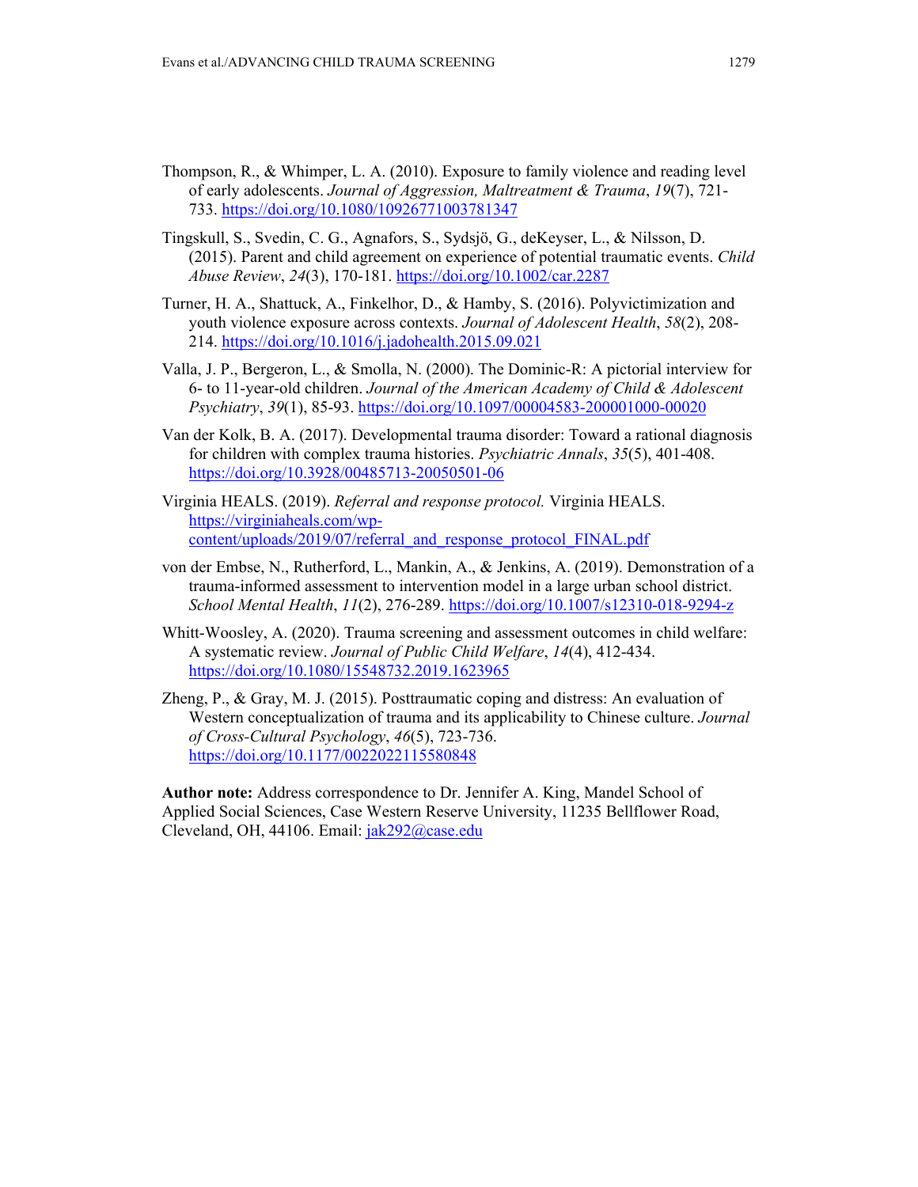Thompson, R., & Whimper, L. A. (2010). Exposure to family violence and reading level of early adolescents. *Journal of Aggression, Maltreatment & Trauma*, *19*(7), 721-733. https://doi.org/10.1080/10926771003781347

Tingskull, S., Svedin, C. G., Agnafors, S., Sydsjö, G., deKeyser, L., & Nilsson, D. (2015). Parent and child agreement on experience of potential traumatic events. *Child Abuse Review*, *24*(3), 170-181. https://doi.org/10.1002/car.2287

Turner, H. A., Shattuck, A., Finkelhor, D., & Hamby, S. (2016). Polyvictimization and youth violence exposure across contexts. *Journal of Adolescent Health*, *58*(2), 208-214. https://doi.org/10.1016/j.jadohealth.2015.09.021

Valla, J. P., Bergeron, L., & Smolla, N. (2000). The Dominic-R: A pictorial interview for 6- to 11-year-old children. *Journal of the American Academy of Child & Adolescent Psychiatry*, *39*(1), 85-93. https://doi.org/10.1097/00004583-200001000-00020

Van der Kolk, B. A. (2017). Developmental trauma disorder: Toward a rational diagnosis for children with complex trauma histories. *Psychiatric Annals*, *35*(5), 401-408. https://doi.org/10.3928/00485713-20050501-06

Virginia HEALS. (2019). *Referral and response protocol.* Virginia HEALS. https://virginiaheals.com/wp-content/uploads/2019/07/referral_and_response_protocol_FINAL.pdf

von der Embse, N., Rutherford, L., Mankin, A., & Jenkins, A. (2019). Demonstration of a trauma-informed assessment to intervention model in a large urban school district. *School Mental Health*, *11*(2), 276-289. https://doi.org/10.1007/s12310-018-9294-z

Whitt-Woosley, A. (2020). Trauma screening and assessment outcomes in child welfare: A systematic review. *Journal of Public Child Welfare*, *14*(4), 412-434. https://doi.org/10.1080/15548732.2019.1623965

Zheng, P., & Gray, M. J. (2015). Posttraumatic coping and distress: An evaluation of Western conceptualization of trauma and its applicability to Chinese culture. *Journal of Cross-Cultural Psychology*, *46*(5), 723-736. https://doi.org/10.1177/0022022115580848

**Author note:** Address correspondence to Dr. Jennifer A. King, Mandel School of Applied Social Sciences, Case Western Reserve University, 11235 Bellflower Road, Cleveland, OH, 44106. Email: jak292@case.edu